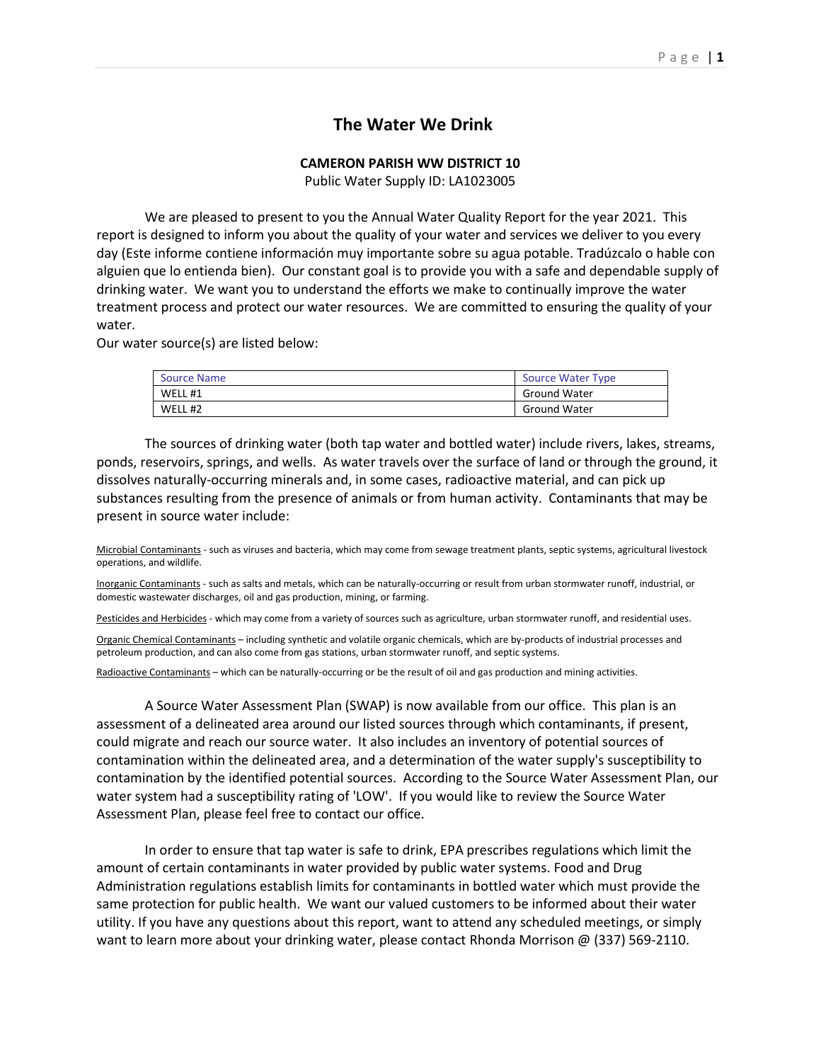# The Water We Drink

**CAMERON PARISH WW DISTRICT 10**

Public Water Supply ID: LA1023005

We are pleased to present to you the Annual Water Quality Report for the year 2021. This report is designed to inform you about the quality of your water and services we deliver to you every day (Este informe contiene información muy importante sobre su agua potable. Tradúzcalo o hable con alguien que lo entienda bien). Our constant goal is to provide you with a safe and dependable supply of drinking water. We want you to understand the efforts we make to continually improve the water treatment process and protect our water resources. We are committed to ensuring the quality of your water.

Our water source(s) are listed below:

| Source Name | Source Water Type |
|---|---|
| WELL #1 | Ground Water |
| WELL #2 | Ground Water |

The sources of drinking water (both tap water and bottled water) include rivers, lakes, streams, ponds, reservoirs, springs, and wells. As water travels over the surface of land or through the ground, it dissolves naturally-occurring minerals and, in some cases, radioactive material, and can pick up substances resulting from the presence of animals or from human activity. Contaminants that may be present in source water include:

Microbial Contaminants - such as viruses and bacteria, which may come from sewage treatment plants, septic systems, agricultural livestock operations, and wildlife.

Inorganic Contaminants - such as salts and metals, which can be naturally-occurring or result from urban stormwater runoff, industrial, or domestic wastewater discharges, oil and gas production, mining, or farming.

Pesticides and Herbicides - which may come from a variety of sources such as agriculture, urban stormwater runoff, and residential uses.

Organic Chemical Contaminants – including synthetic and volatile organic chemicals, which are by-products of industrial processes and petroleum production, and can also come from gas stations, urban stormwater runoff, and septic systems.

Radioactive Contaminants – which can be naturally-occurring or be the result of oil and gas production and mining activities.

A Source Water Assessment Plan (SWAP) is now available from our office. This plan is an assessment of a delineated area around our listed sources through which contaminants, if present, could migrate and reach our source water. It also includes an inventory of potential sources of contamination within the delineated area, and a determination of the water supply's susceptibility to contamination by the identified potential sources. According to the Source Water Assessment Plan, our water system had a susceptibility rating of 'LOW'. If you would like to review the Source Water Assessment Plan, please feel free to contact our office.

In order to ensure that tap water is safe to drink, EPA prescribes regulations which limit the amount of certain contaminants in water provided by public water systems. Food and Drug Administration regulations establish limits for contaminants in bottled water which must provide the same protection for public health. We want our valued customers to be informed about their water utility. If you have any questions about this report, want to attend any scheduled meetings, or simply want to learn more about your drinking water, please contact Rhonda Morrison @ (337) 569-2110.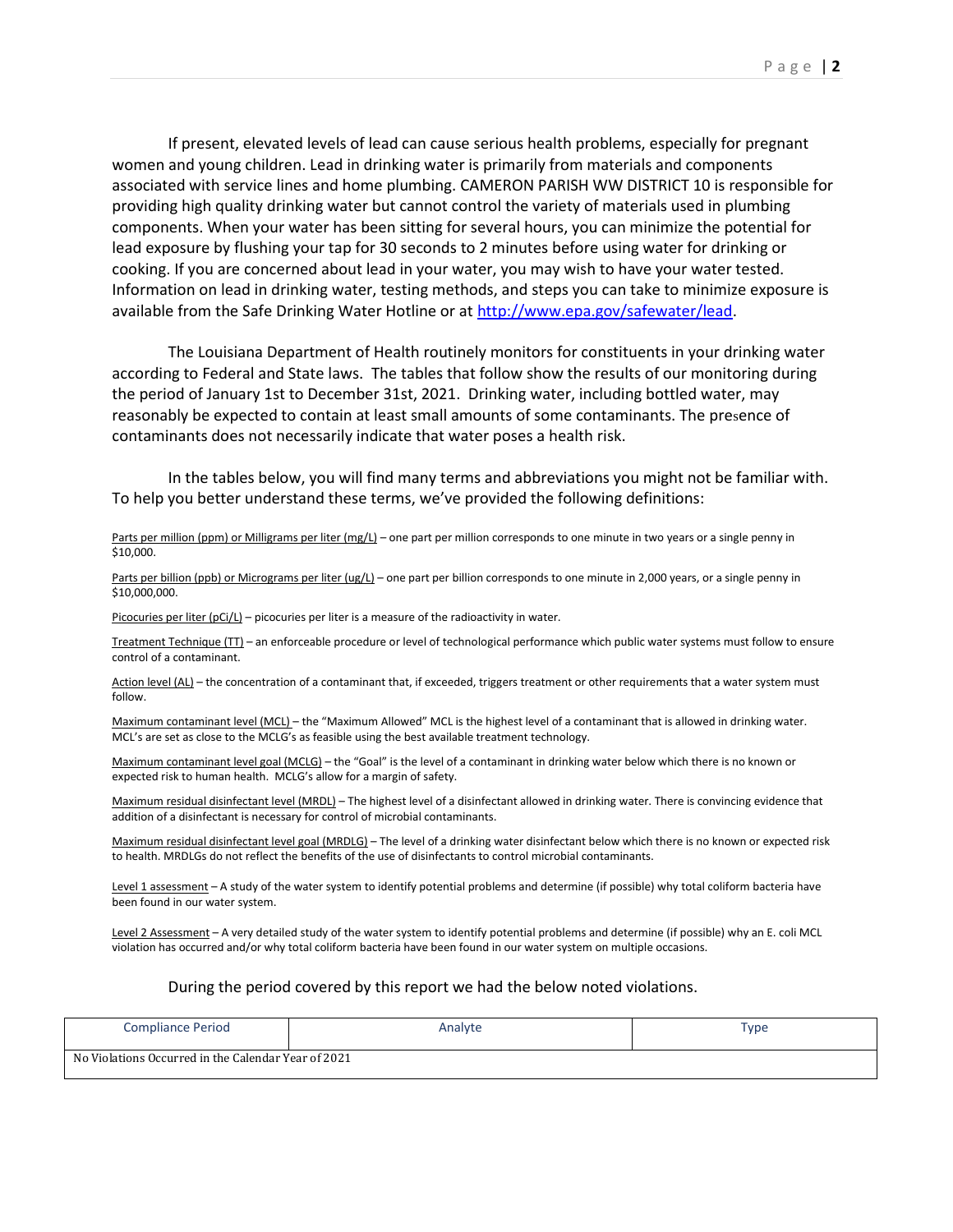If present, elevated levels of lead can cause serious health problems, especially for pregnant women and young children. Lead in drinking water is primarily from materials and components associated with service lines and home plumbing. CAMERON PARISH WW DISTRICT 10 is responsible for providing high quality drinking water but cannot control the variety of materials used in plumbing components. When your water has been sitting for several hours, you can minimize the potential for lead exposure by flushing your tap for 30 seconds to 2 minutes before using water for drinking or cooking. If you are concerned about lead in your water, you may wish to have your water tested. Information on lead in drinking water, testing methods, and steps you can take to minimize exposure is available from the Safe Drinking Water Hotline or at http://www.epa.gov/safewater/lead.

The Louisiana Department of Health routinely monitors for constituents in your drinking water according to Federal and State laws. The tables that follow show the results of our monitoring during the period of January 1st to December 31st, 2021. Drinking water, including bottled water, may reasonably be expected to contain at least small amounts of some contaminants. The presence of contaminants does not necessarily indicate that water poses a health risk.

In the tables below, you will find many terms and abbreviations you might not be familiar with. To help you better understand these terms, we've provided the following definitions:

Parts per million (ppm) or Milligrams per liter (mg/L) – one part per million corresponds to one minute in two years or a single penny in $10,000.

Parts per billion (ppb) or Micrograms per liter (ug/L) – one part per billion corresponds to one minute in 2,000 years, or a single penny in $10,000,000.

Picocuries per liter (pCi/L) – picocuries per liter is a measure of the radioactivity in water.

Treatment Technique (TT) – an enforceable procedure or level of technological performance which public water systems must follow to ensure control of a contaminant.

Action level (AL) – the concentration of a contaminant that, if exceeded, triggers treatment or other requirements that a water system must follow.

Maximum contaminant level (MCL) – the "Maximum Allowed" MCL is the highest level of a contaminant that is allowed in drinking water. MCL's are set as close to the MCLG's as feasible using the best available treatment technology.

Maximum contaminant level goal (MCLG) – the "Goal" is the level of a contaminant in drinking water below which there is no known or expected risk to human health. MCLG's allow for a margin of safety.

Maximum residual disinfectant level (MRDL) – The highest level of a disinfectant allowed in drinking water. There is convincing evidence that addition of a disinfectant is necessary for control of microbial contaminants.

Maximum residual disinfectant level goal (MRDLG) – The level of a drinking water disinfectant below which there is no known or expected risk to health. MRDLGs do not reflect the benefits of the use of disinfectants to control microbial contaminants.

Level 1 assessment – A study of the water system to identify potential problems and determine (if possible) why total coliform bacteria have been found in our water system.

Level 2 Assessment – A very detailed study of the water system to identify potential problems and determine (if possible) why an E. coli MCL violation has occurred and/or why total coliform bacteria have been found in our water system on multiple occasions.

During the period covered by this report we had the below noted violations.

| Compliance Period | Analyte | Type |
|---|---|---|
| No Violations Occurred in the Calendar Year of 2021 | | |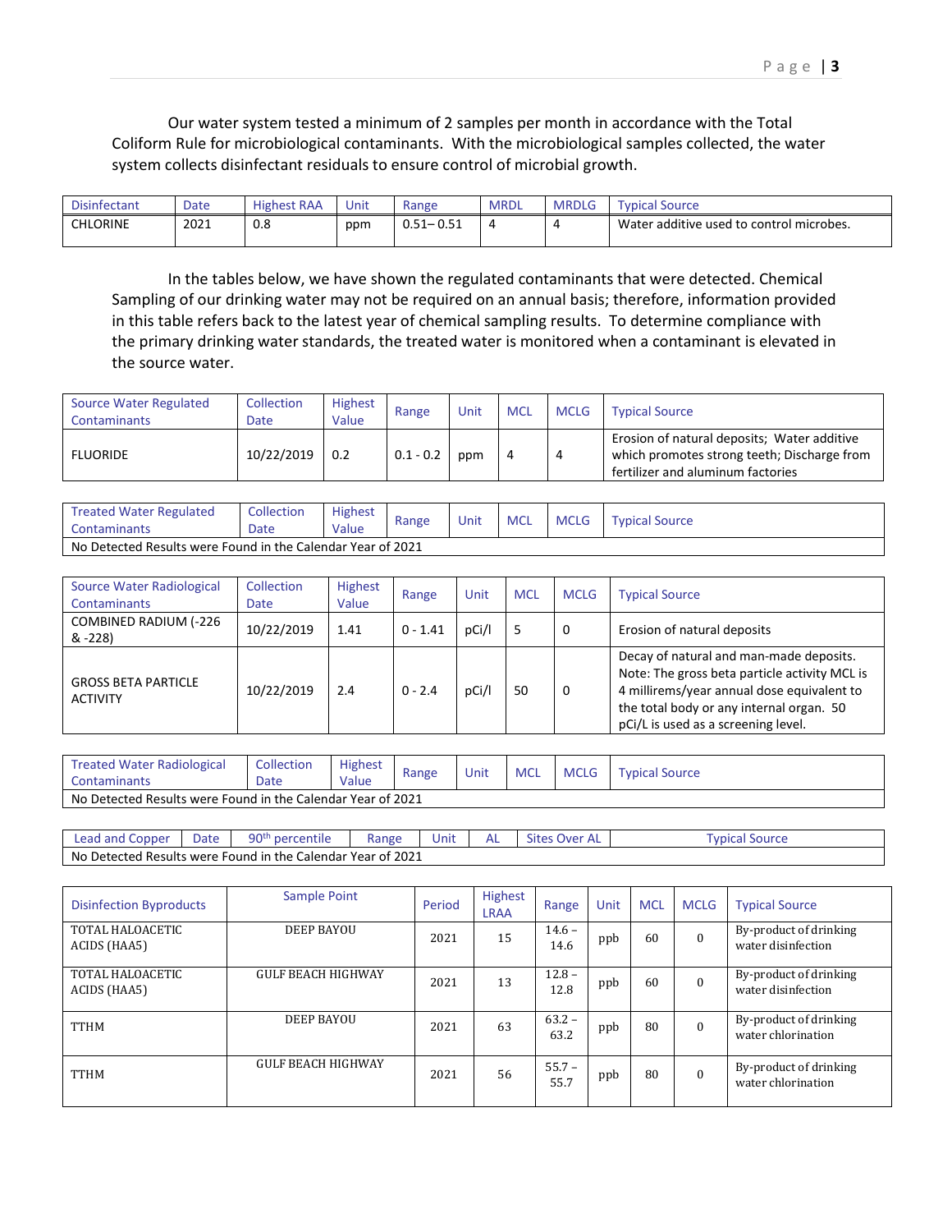Our water system tested a minimum of 2 samples per month in accordance with the Total Coliform Rule for microbiological contaminants. With the microbiological samples collected, the water system collects disinfectant residuals to ensure control of microbial growth.

| Disinfectant | Date | Highest RAA | Unit | Range | MRDL | MRDLG | Typical Source |
|---|---|---|---|---|---|---|---|
| CHLORINE | 2021 | 0.8 | ppm | 0.51– 0.51 | 4 | 4 | Water additive used to control microbes. |

In the tables below, we have shown the regulated contaminants that were detected. Chemical Sampling of our drinking water may not be required on an annual basis; therefore, information provided in this table refers back to the latest year of chemical sampling results. To determine compliance with the primary drinking water standards, the treated water is monitored when a contaminant is elevated in the source water.

| Source Water Regulated Contaminants | Collection Date | Highest Value | Range | Unit | MCL | MCLG | Typical Source |
|---|---|---|---|---|---|---|---|
| FLUORIDE | 10/22/2019 | 0.2 | 0.1 - 0.2 | ppm | 4 | 4 | Erosion of natural deposits; Water additive which promotes strong teeth; Discharge from fertilizer and aluminum factories |

| Treated Water Regulated Contaminants | Collection Date | Highest Value | Range | Unit | MCL | MCLG | Typical Source |
|---|---|---|---|---|---|---|---|
| No Detected Results were Found in the Calendar Year of 2021 | | | | | | | |

| Source Water Radiological Contaminants | Collection Date | Highest Value | Range | Unit | MCL | MCLG | Typical Source |
|---|---|---|---|---|---|---|---|
| COMBINED RADIUM (-226 & -228) | 10/22/2019 | 1.41 | 0 - 1.41 | pCi/l | 5 | 0 | Erosion of natural deposits |
| GROSS BETA PARTICLE ACTIVITY | 10/22/2019 | 2.4 | 0 - 2.4 | pCi/l | 50 | 0 | Decay of natural and man-made deposits. Note: The gross beta particle activity MCL is 4 millirems/year annual dose equivalent to the total body or any internal organ. 50 pCi/L is used as a screening level. |

| Treated Water Radiological Contaminants | Collection Date | Highest Value | Range | Unit | MCL | MCLG | Typical Source |
|---|---|---|---|---|---|---|---|
| No Detected Results were Found in the Calendar Year of 2021 | | | | | | | |

| Lead and Copper | Date | 90th percentile | Range | Unit | AL | Sites Over AL | Typical Source |
|---|---|---|---|---|---|---|---|
| No Detected Results were Found in the Calendar Year of 2021 | | | | | | | |

| Disinfection Byproducts | Sample Point | Period | Highest LRAA | Range | Unit | MCL | MCLG | Typical Source |
|---|---|---|---|---|---|---|---|---|
| TOTAL HALOACETIC ACIDS (HAA5) | DEEP BAYOU | 2021 | 15 | 14.6 – 14.6 | ppb | 60 | 0 | By-product of drinking water disinfection |
| TOTAL HALOACETIC ACIDS (HAA5) | GULF BEACH HIGHWAY | 2021 | 13 | 12.8 – 12.8 | ppb | 60 | 0 | By-product of drinking water disinfection |
| TTHM | DEEP BAYOU | 2021 | 63 | 63.2 – 63.2 | ppb | 80 | 0 | By-product of drinking water chlorination |
| TTHM | GULF BEACH HIGHWAY | 2021 | 56 | 55.7 – 55.7 | ppb | 80 | 0 | By-product of drinking water chlorination |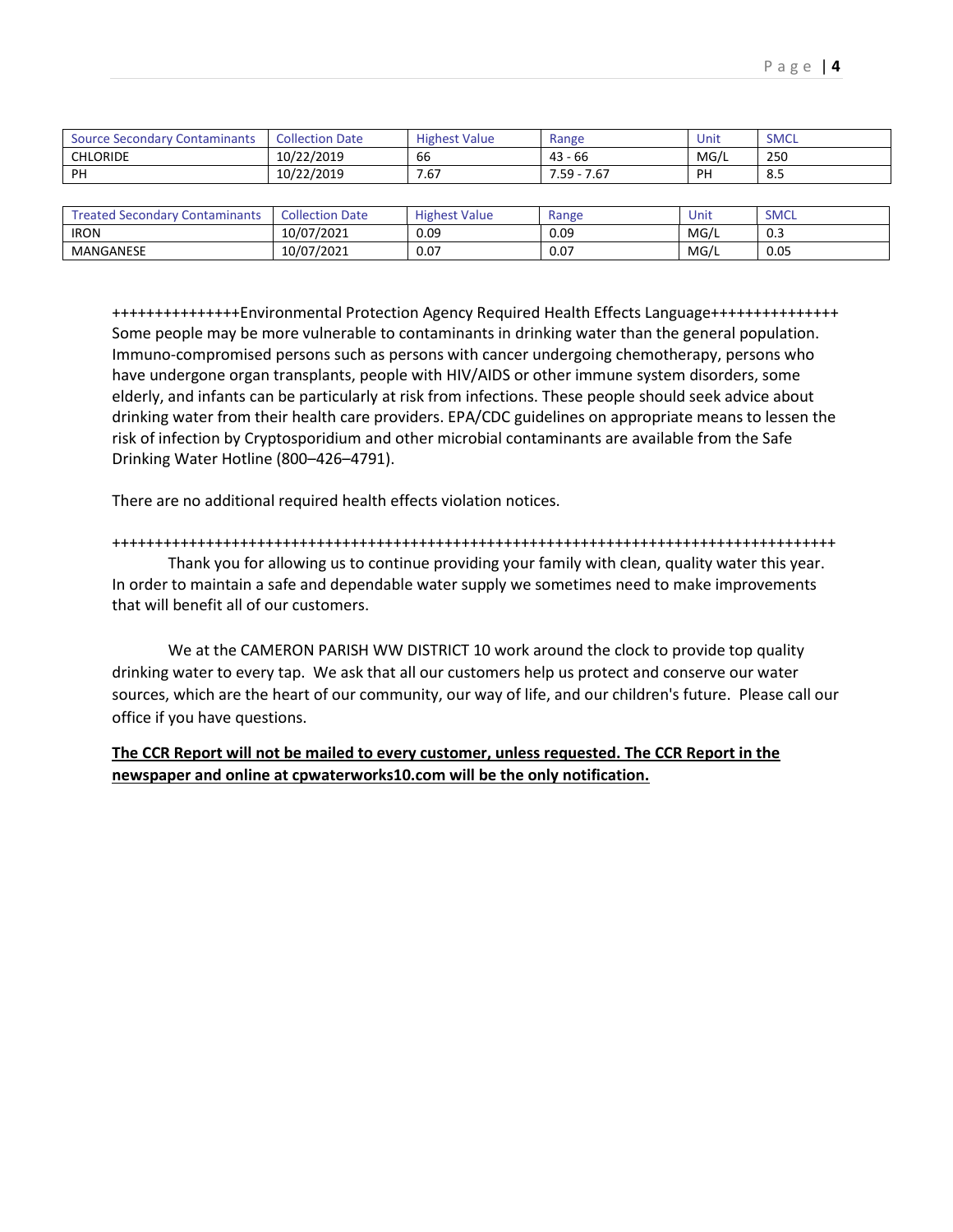| Source Secondary Contaminants | Collection Date | Highest Value | Range | Unit | SMCL |
|---|---|---|---|---|---|
| CHLORIDE | 10/22/2019 | 66 | 43 - 66 | MG/L | 250 |
| PH | 10/22/2019 | 7.67 | 7.59 - 7.67 | PH | 8.5 |

| Treated Secondary Contaminants | Collection Date | Highest Value | Range | Unit | SMCL |
|---|---|---|---|---|---|
| IRON | 10/07/2021 | 0.09 | 0.09 | MG/L | 0.3 |
| MANGANESE | 10/07/2021 | 0.07 | 0.07 | MG/L | 0.05 |

+++++++++++++++Environmental Protection Agency Required Health Effects Language+++++++++++++++
Some people may be more vulnerable to contaminants in drinking water than the general population. Immuno-compromised persons such as persons with cancer undergoing chemotherapy, persons who have undergone organ transplants, people with HIV/AIDS or other immune system disorders, some elderly, and infants can be particularly at risk from infections. These people should seek advice about drinking water from their health care providers. EPA/CDC guidelines on appropriate means to lessen the risk of infection by Cryptosporidium and other microbial contaminants are available from the Safe Drinking Water Hotline (800–426–4791).

There are no additional required health effects violation notices.

+++++++++++++++++++++++++++++++++++++++++++++++++++++++++++++++++++++++++++++++++++++++++

Thank you for allowing us to continue providing your family with clean, quality water this year. In order to maintain a safe and dependable water supply we sometimes need to make improvements that will benefit all of our customers.

We at the CAMERON PARISH WW DISTRICT 10 work around the clock to provide top quality drinking water to every tap. We ask that all our customers help us protect and conserve our water sources, which are the heart of our community, our way of life, and our children's future. Please call our office if you have questions.

**The CCR Report will not be mailed to every customer, unless requested. The CCR Report in the newspaper and online at cpwaterworks10.com will be the only notification.**